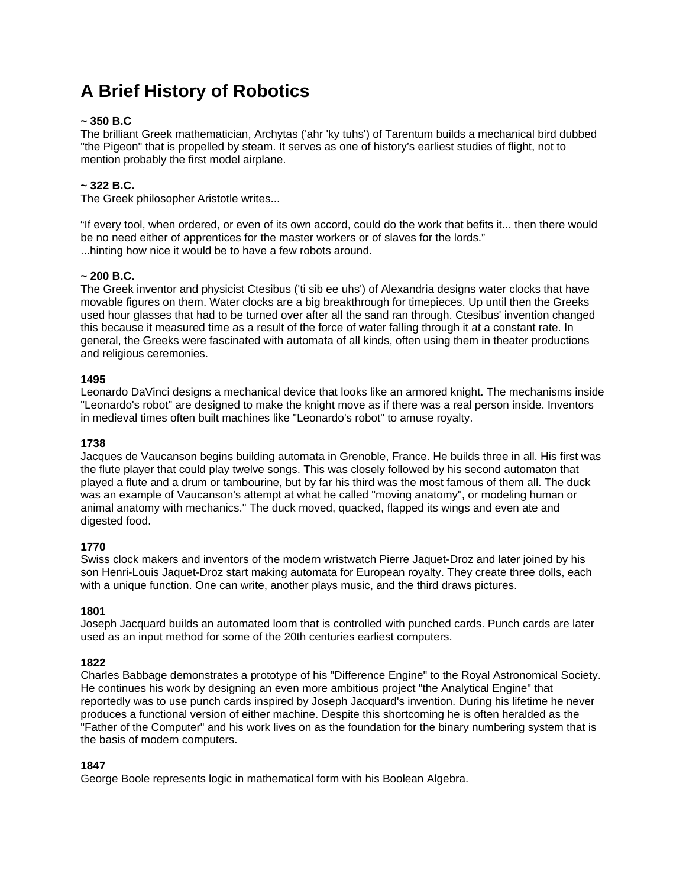# A Brief History of Robotics

**~ 350 B.C**
The brilliant Greek mathematician, Archytas ('ahr 'ky tuhs') of Tarentum builds a mechanical bird dubbed "the Pigeon" that is propelled by steam. It serves as one of history's earliest studies of flight, not to mention probably the first model airplane.

**~ 322 B.C.**
The Greek philosopher Aristotle writes...

"If every tool, when ordered, or even of its own accord, could do the work that befits it... then there would be no need either of apprentices for the master workers or of slaves for the lords."
...hinting how nice it would be to have a few robots around.

**~ 200 B.C.**
The Greek inventor and physicist Ctesibus ('ti sib ee uhs') of Alexandria designs water clocks that have movable figures on them. Water clocks are a big breakthrough for timepieces. Up until then the Greeks used hour glasses that had to be turned over after all the sand ran through. Ctesibus' invention changed this because it measured time as a result of the force of water falling through it at a constant rate. In general, the Greeks were fascinated with automata of all kinds, often using them in theater productions and religious ceremonies.

**1495**
Leonardo DaVinci designs a mechanical device that looks like an armored knight. The mechanisms inside "Leonardo's robot" are designed to make the knight move as if there was a real person inside. Inventors in medieval times often built machines like "Leonardo's robot" to amuse royalty.

**1738**
Jacques de Vaucanson begins building automata in Grenoble, France. He builds three in all. His first was the flute player that could play twelve songs. This was closely followed by his second automaton that played a flute and a drum or tambourine, but by far his third was the most famous of them all. The duck was an example of Vaucanson's attempt at what he called "moving anatomy", or modeling human or animal anatomy with mechanics." The duck moved, quacked, flapped its wings and even ate and digested food.

**1770**
Swiss clock makers and inventors of the modern wristwatch Pierre Jaquet-Droz and later joined by his son Henri-Louis Jaquet-Droz start making automata for European royalty. They create three dolls, each with a unique function. One can write, another plays music, and the third draws pictures.

**1801**
Joseph Jacquard builds an automated loom that is controlled with punched cards. Punch cards are later used as an input method for some of the 20th centuries earliest computers.

**1822**
Charles Babbage demonstrates a prototype of his "Difference Engine" to the Royal Astronomical Society. He continues his work by designing an even more ambitious project "the Analytical Engine" that reportedly was to use punch cards inspired by Joseph Jacquard's invention. During his lifetime he never produces a functional version of either machine. Despite this shortcoming he is often heralded as the "Father of the Computer" and his work lives on as the foundation for the binary numbering system that is the basis of modern computers.

**1847**
George Boole represents logic in mathematical form with his Boolean Algebra.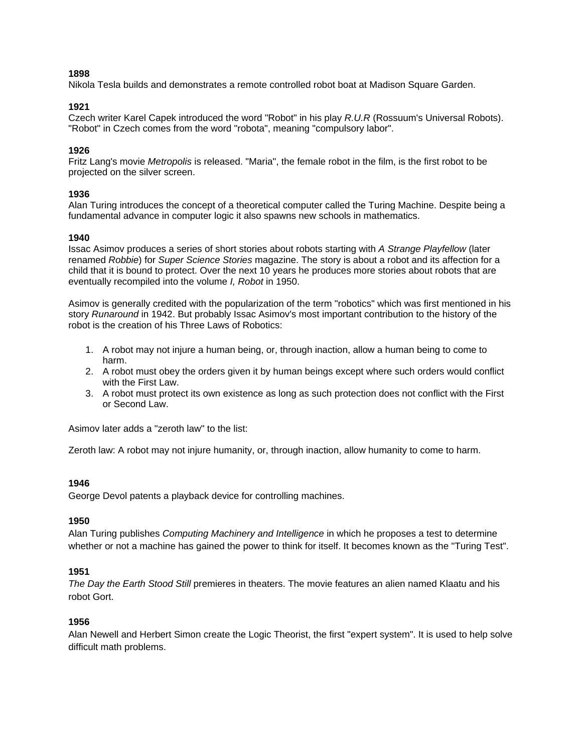**1898**
Nikola Tesla builds and demonstrates a remote controlled robot boat at Madison Square Garden.

**1921**
Czech writer Karel Capek introduced the word "Robot" in his play *R.U.R* (Rossuum's Universal Robots). "Robot" in Czech comes from the word "robota", meaning "compulsory labor".

**1926**
Fritz Lang's movie *Metropolis* is released. "Maria", the female robot in the film, is the first robot to be projected on the silver screen.

**1936**
Alan Turing introduces the concept of a theoretical computer called the Turing Machine. Despite being a fundamental advance in computer logic it also spawns new schools in mathematics.

**1940**
Issac Asimov produces a series of short stories about robots starting with *A Strange Playfellow* (later renamed *Robbie*) for *Super Science Stories* magazine. The story is about a robot and its affection for a child that it is bound to protect. Over the next 10 years he produces more stories about robots that are eventually recompiled into the volume *I, Robot* in 1950.

Asimov is generally credited with the popularization of the term "robotics" which was first mentioned in his story *Runaround* in 1942. But probably Issac Asimov's most important contribution to the history of the robot is the creation of his Three Laws of Robotics:

1. A robot may not injure a human being, or, through inaction, allow a human being to come to harm.
2. A robot must obey the orders given it by human beings except where such orders would conflict with the First Law.
3. A robot must protect its own existence as long as such protection does not conflict with the First or Second Law.

Asimov later adds a "zeroth law" to the list:

Zeroth law: A robot may not injure humanity, or, through inaction, allow humanity to come to harm.

**1946**
George Devol patents a playback device for controlling machines.

**1950**
Alan Turing publishes *Computing Machinery and Intelligence* in which he proposes a test to determine whether or not a machine has gained the power to think for itself. It becomes known as the "Turing Test".

**1951**
*The Day the Earth Stood Still* premieres in theaters. The movie features an alien named Klaatu and his robot Gort.

**1956**
Alan Newell and Herbert Simon create the Logic Theorist, the first "expert system". It is used to help solve difficult math problems.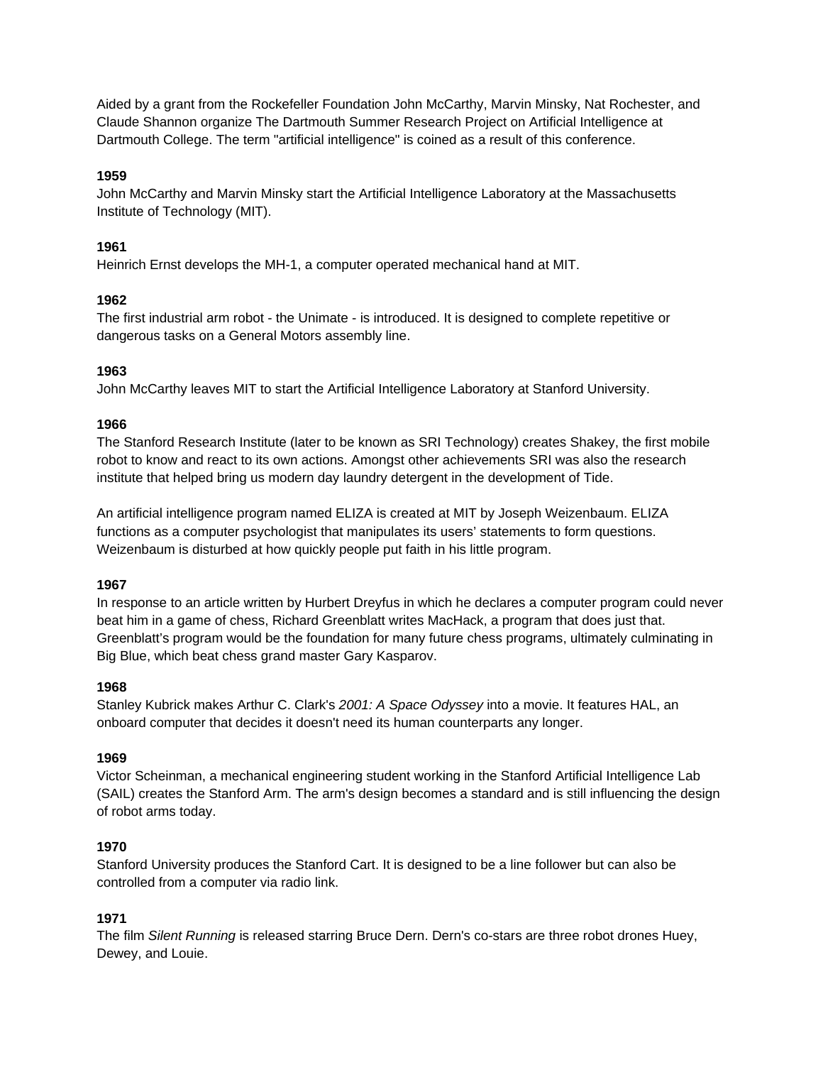Aided by a grant from the Rockefeller Foundation John McCarthy, Marvin Minsky, Nat Rochester, and Claude Shannon organize The Dartmouth Summer Research Project on Artificial Intelligence at Dartmouth College. The term "artificial intelligence" is coined as a result of this conference.

**1959**
John McCarthy and Marvin Minsky start the Artificial Intelligence Laboratory at the Massachusetts Institute of Technology (MIT).

**1961**
Heinrich Ernst develops the MH-1, a computer operated mechanical hand at MIT.

**1962**
The first industrial arm robot - the Unimate - is introduced. It is designed to complete repetitive or dangerous tasks on a General Motors assembly line.

**1963**
John McCarthy leaves MIT to start the Artificial Intelligence Laboratory at Stanford University.

**1966**
The Stanford Research Institute (later to be known as SRI Technology) creates Shakey, the first mobile robot to know and react to its own actions. Amongst other achievements SRI was also the research institute that helped bring us modern day laundry detergent in the development of Tide.

An artificial intelligence program named ELIZA is created at MIT by Joseph Weizenbaum. ELIZA functions as a computer psychologist that manipulates its users' statements to form questions. Weizenbaum is disturbed at how quickly people put faith in his little program.

**1967**
In response to an article written by Hurbert Dreyfus in which he declares a computer program could never beat him in a game of chess, Richard Greenblatt writes MacHack, a program that does just that. Greenblatt's program would be the foundation for many future chess programs, ultimately culminating in Big Blue, which beat chess grand master Gary Kasparov.

**1968**
Stanley Kubrick makes Arthur C. Clark's *2001: A Space Odyssey* into a movie. It features HAL, an onboard computer that decides it doesn't need its human counterparts any longer.

**1969**
Victor Scheinman, a mechanical engineering student working in the Stanford Artificial Intelligence Lab (SAIL) creates the Stanford Arm. The arm's design becomes a standard and is still influencing the design of robot arms today.

**1970**
Stanford University produces the Stanford Cart. It is designed to be a line follower but can also be controlled from a computer via radio link.

**1971**
The film *Silent Running* is released starring Bruce Dern. Dern's co-stars are three robot drones Huey, Dewey, and Louie.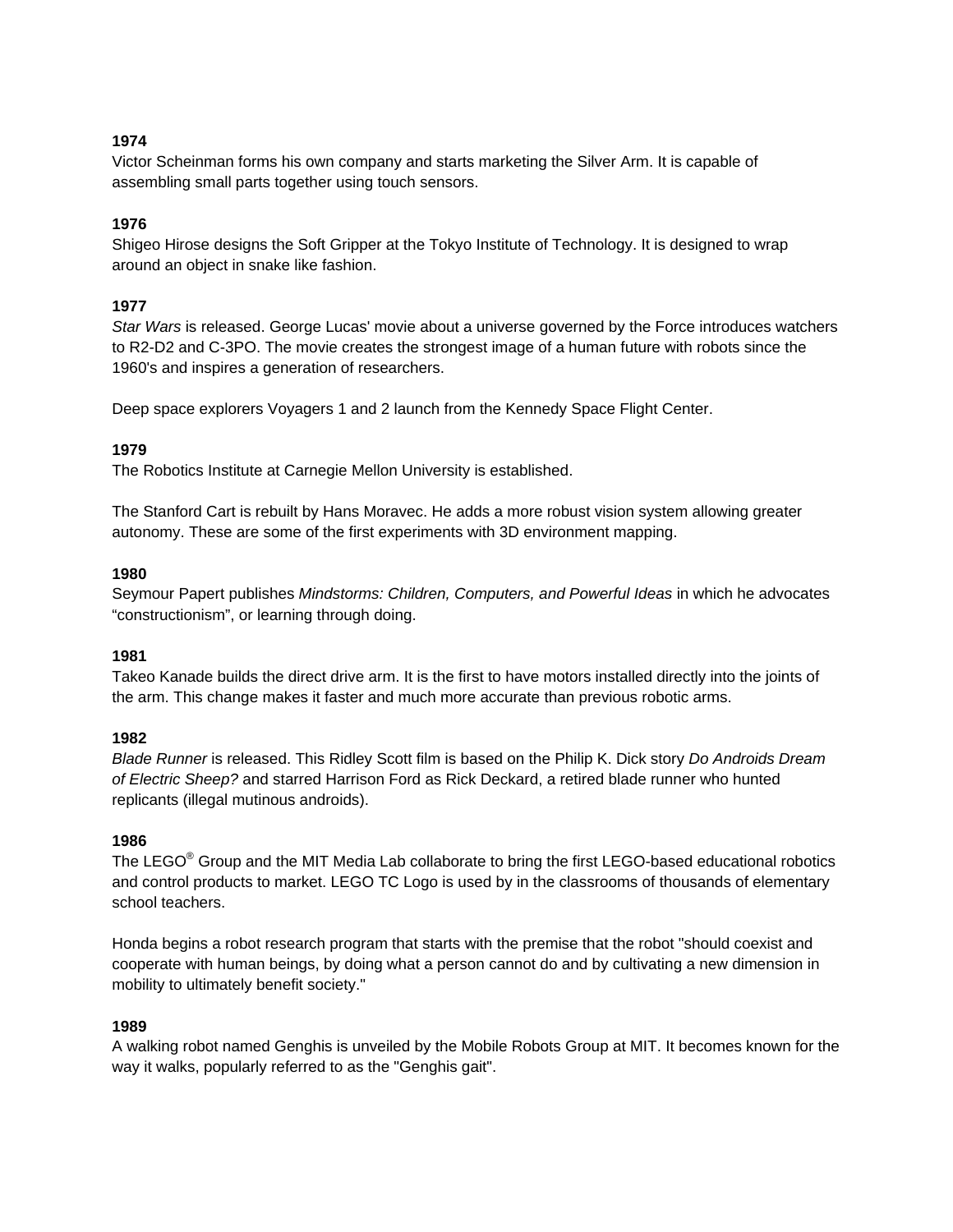**1974**
Victor Scheinman forms his own company and starts marketing the Silver Arm. It is capable of assembling small parts together using touch sensors.

**1976**
Shigeo Hirose designs the Soft Gripper at the Tokyo Institute of Technology. It is designed to wrap around an object in snake like fashion.

**1977**
*Star Wars* is released. George Lucas' movie about a universe governed by the Force introduces watchers to R2-D2 and C-3PO. The movie creates the strongest image of a human future with robots since the 1960's and inspires a generation of researchers.

Deep space explorers Voyagers 1 and 2 launch from the Kennedy Space Flight Center.

**1979**
The Robotics Institute at Carnegie Mellon University is established.

The Stanford Cart is rebuilt by Hans Moravec. He adds a more robust vision system allowing greater autonomy. These are some of the first experiments with 3D environment mapping.

**1980**
Seymour Papert publishes *Mindstorms: Children, Computers, and Powerful Ideas* in which he advocates “constructionism”, or learning through doing.

**1981**
Takeo Kanade builds the direct drive arm. It is the first to have motors installed directly into the joints of the arm. This change makes it faster and much more accurate than previous robotic arms.

**1982**
*Blade Runner* is released. This Ridley Scott film is based on the Philip K. Dick story *Do Androids Dream of Electric Sheep?* and starred Harrison Ford as Rick Deckard, a retired blade runner who hunted replicants (illegal mutinous androids).

**1986**
The LEGO® Group and the MIT Media Lab collaborate to bring the first LEGO-based educational robotics and control products to market. LEGO TC Logo is used by in the classrooms of thousands of elementary school teachers.

Honda begins a robot research program that starts with the premise that the robot "should coexist and cooperate with human beings, by doing what a person cannot do and by cultivating a new dimension in mobility to ultimately benefit society."

**1989**
A walking robot named Genghis is unveiled by the Mobile Robots Group at MIT. It becomes known for the way it walks, popularly referred to as the "Genghis gait".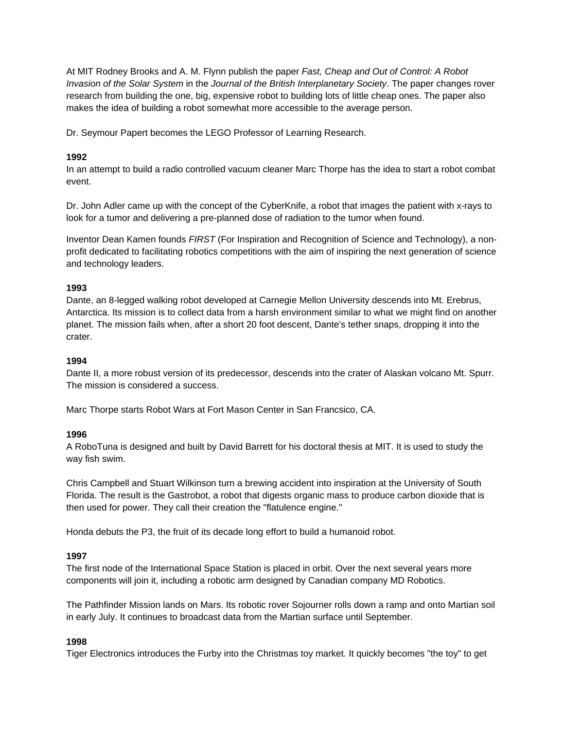At MIT Rodney Brooks and A. M. Flynn publish the paper *Fast, Cheap and Out of Control: A Robot Invasion of the Solar System* in the *Journal of the British Interplanetary Society*. The paper changes rover research from building the one, big, expensive robot to building lots of little cheap ones. The paper also makes the idea of building a robot somewhat more accessible to the average person.

Dr. Seymour Papert becomes the LEGO Professor of Learning Research.

**1992**

In an attempt to build a radio controlled vacuum cleaner Marc Thorpe has the idea to start a robot combat event.

Dr. John Adler came up with the concept of the CyberKnife, a robot that images the patient with x-rays to look for a tumor and delivering a pre-planned dose of radiation to the tumor when found.

Inventor Dean Kamen founds *FIRST* (For Inspiration and Recognition of Science and Technology), a non-profit dedicated to facilitating robotics competitions with the aim of inspiring the next generation of science and technology leaders.

**1993**

Dante, an 8-legged walking robot developed at Carnegie Mellon University descends into Mt. Erebrus, Antarctica. Its mission is to collect data from a harsh environment similar to what we might find on another planet. The mission fails when, after a short 20 foot descent, Dante's tether snaps, dropping it into the crater.

**1994**

Dante II, a more robust version of its predecessor, descends into the crater of Alaskan volcano Mt. Spurr. The mission is considered a success.

Marc Thorpe starts Robot Wars at Fort Mason Center in San Francsico, CA.

**1996**

A RoboTuna is designed and built by David Barrett for his doctoral thesis at MIT. It is used to study the way fish swim.

Chris Campbell and Stuart Wilkinson turn a brewing accident into inspiration at the University of South Florida. The result is the Gastrobot, a robot that digests organic mass to produce carbon dioxide that is then used for power. They call their creation the "flatulence engine."

Honda debuts the P3, the fruit of its decade long effort to build a humanoid robot.

**1997**

The first node of the International Space Station is placed in orbit. Over the next several years more components will join it, including a robotic arm designed by Canadian company MD Robotics.

The Pathfinder Mission lands on Mars. Its robotic rover Sojourner rolls down a ramp and onto Martian soil in early July. It continues to broadcast data from the Martian surface until September.

**1998**

Tiger Electronics introduces the Furby into the Christmas toy market. It quickly becomes "the toy" to get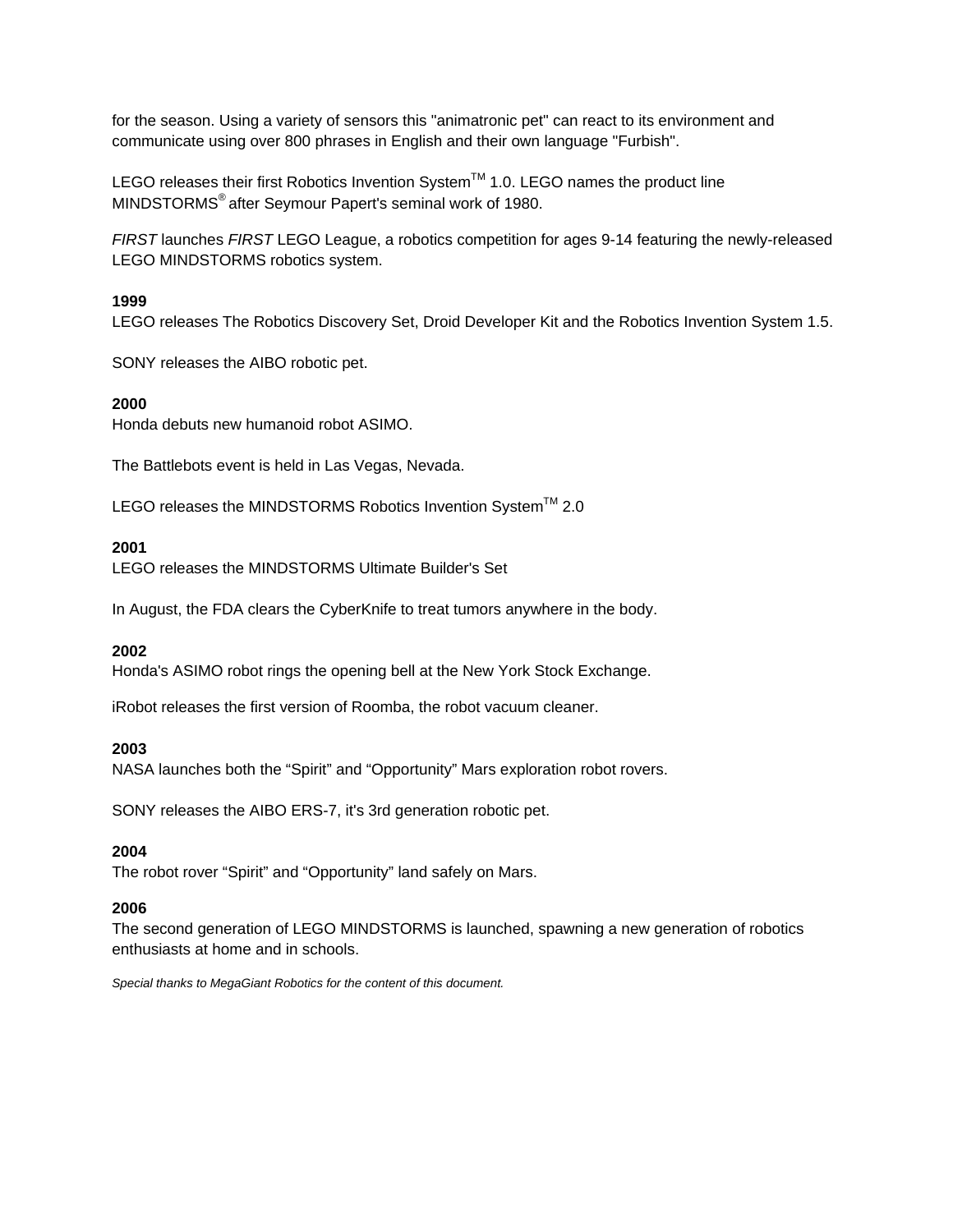for the season. Using a variety of sensors this "animatronic pet" can react to its environment and communicate using over 800 phrases in English and their own language "Furbish".

LEGO releases their first Robotics Invention System™ 1.0. LEGO names the product line MINDSTORMS® after Seymour Papert's seminal work of 1980.

*FIRST* launches *FIRST* LEGO League, a robotics competition for ages 9-14 featuring the newly-released LEGO MINDSTORMS robotics system.

**1999**
LEGO releases The Robotics Discovery Set, Droid Developer Kit and the Robotics Invention System 1.5.

SONY releases the AIBO robotic pet.

**2000**
Honda debuts new humanoid robot ASIMO.

The Battlebots event is held in Las Vegas, Nevada.

LEGO releases the MINDSTORMS Robotics Invention System™ 2.0

**2001**
LEGO releases the MINDSTORMS Ultimate Builder's Set

In August, the FDA clears the CyberKnife to treat tumors anywhere in the body.

**2002**
Honda's ASIMO robot rings the opening bell at the New York Stock Exchange.

iRobot releases the first version of Roomba, the robot vacuum cleaner.

**2003**
NASA launches both the “Spirit” and “Opportunity” Mars exploration robot rovers.

SONY releases the AIBO ERS-7, it's 3rd generation robotic pet.

**2004**
The robot rover “Spirit” and “Opportunity” land safely on Mars.

**2006**
The second generation of LEGO MINDSTORMS is launched, spawning a new generation of robotics enthusiasts at home and in schools.

*Special thanks to MegaGiant Robotics for the content of this document.*